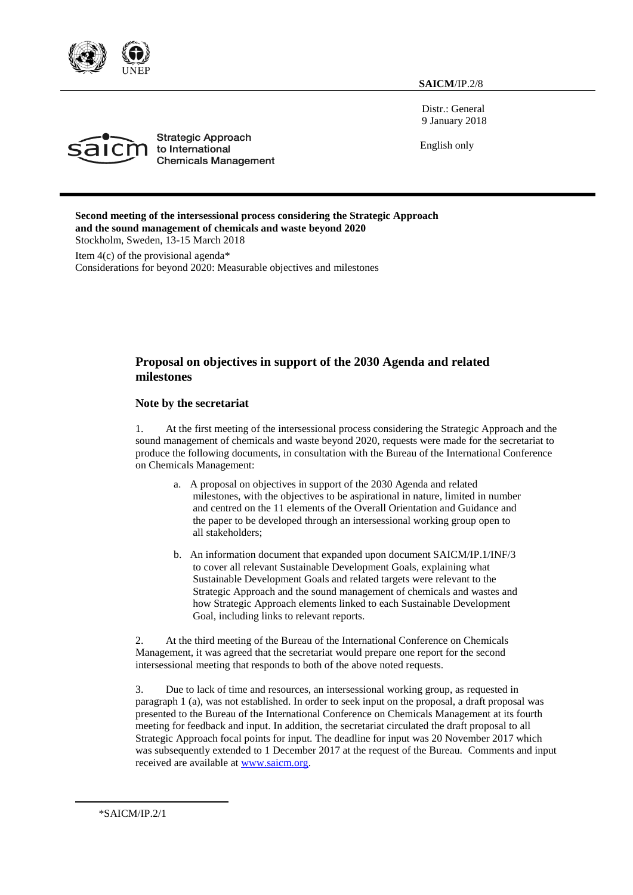SAICM/IP.2/8

Distr.: General
9 January 2018

English only

Strategic Approach to International Chemicals Management

**Second meeting of the intersessional process considering the Strategic Approach and the sound management of chemicals and waste beyond 2020**
Stockholm, Sweden, 13-15 March 2018

Item 4(c) of the provisional agenda*
Considerations for beyond 2020: Measurable objectives and milestones

## Proposal on objectives in support of the 2030 Agenda and related milestones

### Note by the secretariat

1. At the first meeting of the intersessional process considering the Strategic Approach and the sound management of chemicals and waste beyond 2020, requests were made for the secretariat to produce the following documents, in consultation with the Bureau of the International Conference on Chemicals Management:

   a. A proposal on objectives in support of the 2030 Agenda and related milestones, with the objectives to be aspirational in nature, limited in number and centred on the 11 elements of the Overall Orientation and Guidance and the paper to be developed through an intersessional working group open to all stakeholders;

   b. An information document that expanded upon document SAICM/IP.1/INF/3 to cover all relevant Sustainable Development Goals, explaining what Sustainable Development Goals and related targets were relevant to the Strategic Approach and the sound management of chemicals and wastes and how Strategic Approach elements linked to each Sustainable Development Goal, including links to relevant reports.

2. At the third meeting of the Bureau of the International Conference on Chemicals Management, it was agreed that the secretariat would prepare one report for the second intersessional meeting that responds to both of the above noted requests.

3. Due to lack of time and resources, an intersessional working group, as requested in paragraph 1 (a), was not established. In order to seek input on the proposal, a draft proposal was presented to the Bureau of the International Conference on Chemicals Management at its fourth meeting for feedback and input. In addition, the secretariat circulated the draft proposal to all Strategic Approach focal points for input. The deadline for input was 20 November 2017 which was subsequently extended to 1 December 2017 at the request of the Bureau. Comments and input received are available at www.saicm.org.

*SAICM/IP.2/1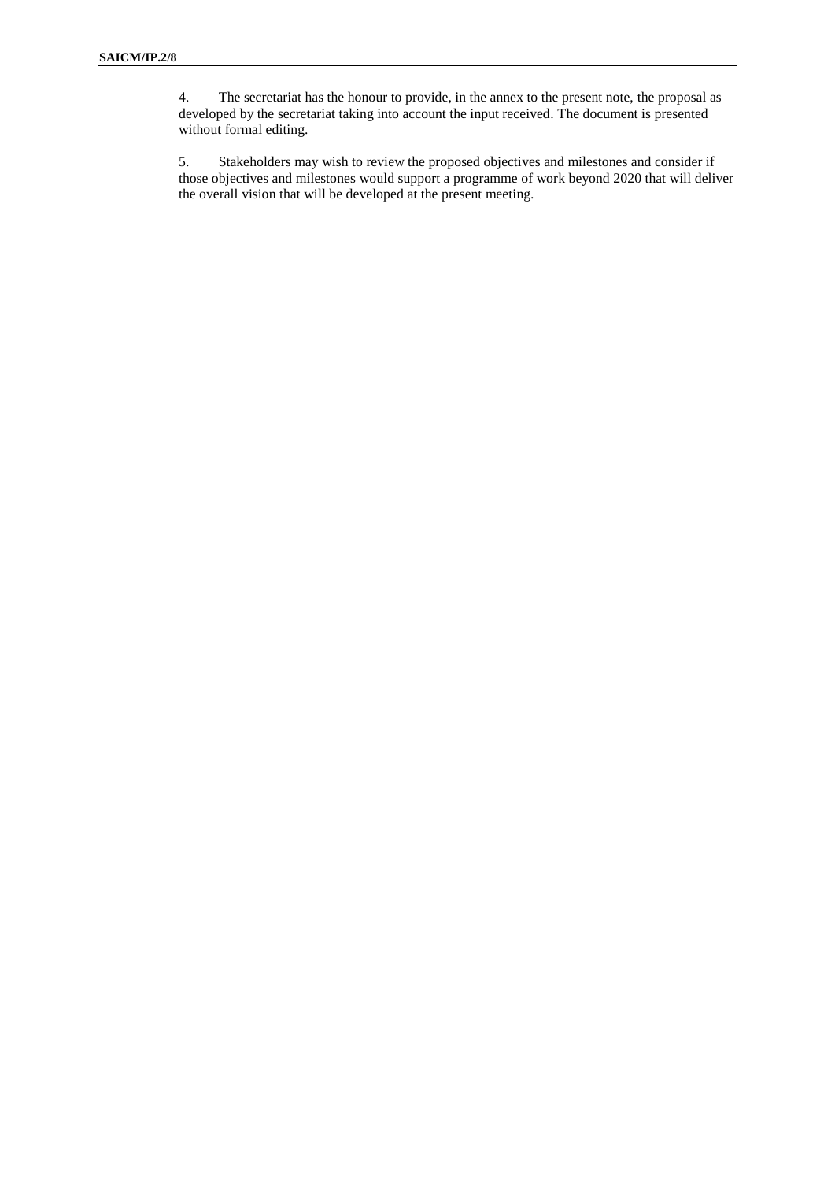4. The secretariat has the honour to provide, in the annex to the present note, the proposal as developed by the secretariat taking into account the input received. The document is presented without formal editing.

5. Stakeholders may wish to review the proposed objectives and milestones and consider if those objectives and milestones would support a programme of work beyond 2020 that will deliver the overall vision that will be developed at the present meeting.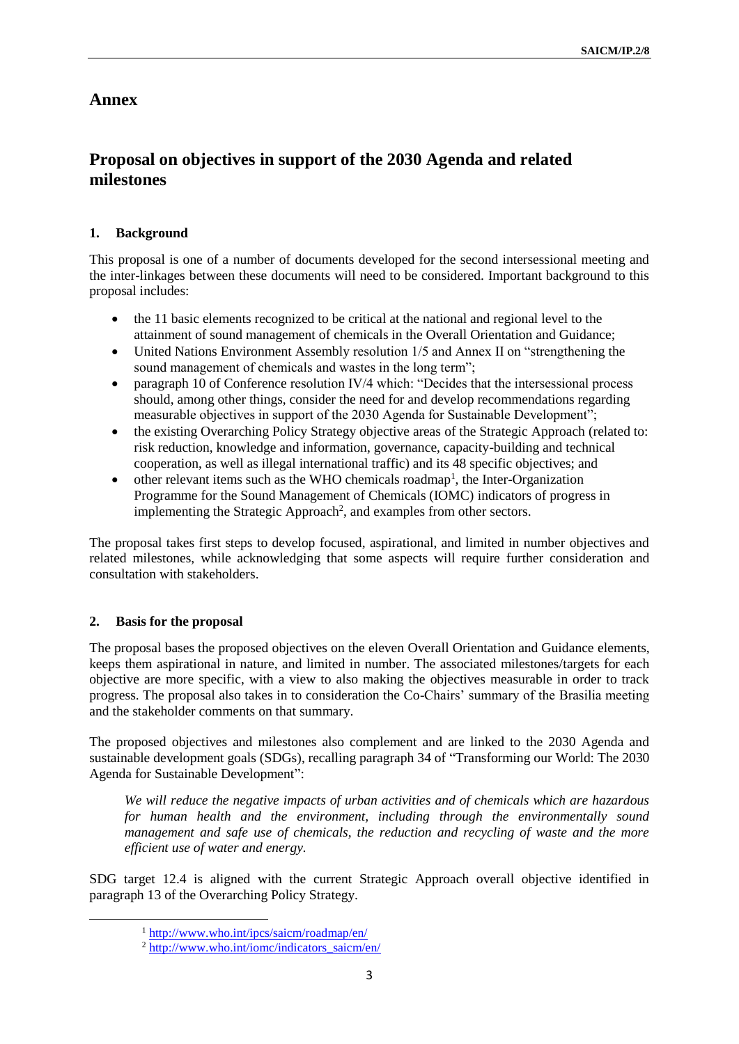# Annex

## Proposal on objectives in support of the 2030 Agenda and related milestones

### 1. Background

This proposal is one of a number of documents developed for the second intersessional meeting and the inter-linkages between these documents will need to be considered. Important background to this proposal includes:

- the 11 basic elements recognized to be critical at the national and regional level to the attainment of sound management of chemicals in the Overall Orientation and Guidance;
- United Nations Environment Assembly resolution 1/5 and Annex II on "strengthening the sound management of chemicals and wastes in the long term";
- paragraph 10 of Conference resolution IV/4 which: "Decides that the intersessional process should, among other things, consider the need for and develop recommendations regarding measurable objectives in support of the 2030 Agenda for Sustainable Development";
- the existing Overarching Policy Strategy objective areas of the Strategic Approach (related to: risk reduction, knowledge and information, governance, capacity-building and technical cooperation, as well as illegal international traffic) and its 48 specific objectives; and
- other relevant items such as the WHO chemicals roadmap[1], the Inter-Organization Programme for the Sound Management of Chemicals (IOMC) indicators of progress in implementing the Strategic Approach[2], and examples from other sectors.

The proposal takes first steps to develop focused, aspirational, and limited in number objectives and related milestones, while acknowledging that some aspects will require further consideration and consultation with stakeholders.

### 2. Basis for the proposal

The proposal bases the proposed objectives on the eleven Overall Orientation and Guidance elements, keeps them aspirational in nature, and limited in number. The associated milestones/targets for each objective are more specific, with a view to also making the objectives measurable in order to track progress. The proposal also takes in to consideration the Co-Chairs' summary of the Brasilia meeting and the stakeholder comments on that summary.

The proposed objectives and milestones also complement and are linked to the 2030 Agenda and sustainable development goals (SDGs), recalling paragraph 34 of "Transforming our World: The 2030 Agenda for Sustainable Development":

> *We will reduce the negative impacts of urban activities and of chemicals which are hazardous for human health and the environment, including through the environmentally sound management and safe use of chemicals, the reduction and recycling of waste and the more efficient use of water and energy.*

SDG target 12.4 is aligned with the current Strategic Approach overall objective identified in paragraph 13 of the Overarching Policy Strategy.

---

[1] http://www.who.int/ipcs/saicm/roadmap/en/

[2] http://www.who.int/iomc/indicators_saicm/en/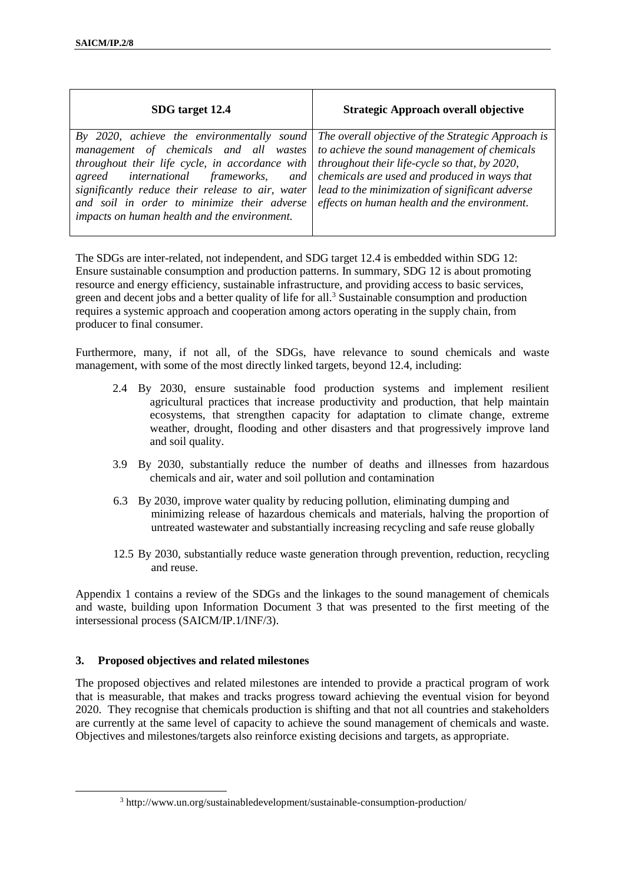| SDG target 12.4 | Strategic Approach overall objective |
| --- | --- |
| *By 2020, achieve the environmentally sound management of chemicals and all wastes throughout their life cycle, in accordance with agreed international frameworks, and significantly reduce their release to air, water and soil in order to minimize their adverse impacts on human health and the environment.* | *The overall objective of the Strategic Approach is to achieve the sound management of chemicals throughout their life-cycle so that, by 2020, chemicals are used and produced in ways that lead to the minimization of significant adverse effects on human health and the environment.* |

The SDGs are inter-related, not independent, and SDG target 12.4 is embedded within SDG 12: Ensure sustainable consumption and production patterns. In summary, SDG 12 is about promoting resource and energy efficiency, sustainable infrastructure, and providing access to basic services, green and decent jobs and a better quality of life for all.[3] Sustainable consumption and production requires a systemic approach and cooperation among actors operating in the supply chain, from producer to final consumer.

Furthermore, many, if not all, of the SDGs, have relevance to sound chemicals and waste management, with some of the most directly linked targets, beyond 12.4, including:

2.4 By 2030, ensure sustainable food production systems and implement resilient agricultural practices that increase productivity and production, that help maintain ecosystems, that strengthen capacity for adaptation to climate change, extreme weather, drought, flooding and other disasters and that progressively improve land and soil quality.

3.9 By 2030, substantially reduce the number of deaths and illnesses from hazardous chemicals and air, water and soil pollution and contamination

6.3 By 2030, improve water quality by reducing pollution, eliminating dumping and minimizing release of hazardous chemicals and materials, halving the proportion of untreated wastewater and substantially increasing recycling and safe reuse globally

12.5 By 2030, substantially reduce waste generation through prevention, reduction, recycling and reuse.

Appendix 1 contains a review of the SDGs and the linkages to the sound management of chemicals and waste, building upon Information Document 3 that was presented to the first meeting of the intersessional process (SAICM/IP.1/INF/3).

### 3. Proposed objectives and related milestones

The proposed objectives and related milestones are intended to provide a practical program of work that is measurable, that makes and tracks progress toward achieving the eventual vision for beyond 2020. They recognise that chemicals production is shifting and that not all countries and stakeholders are currently at the same level of capacity to achieve the sound management of chemicals and waste. Objectives and milestones/targets also reinforce existing decisions and targets, as appropriate.

[3] http://www.un.org/sustainabledevelopment/sustainable-consumption-production/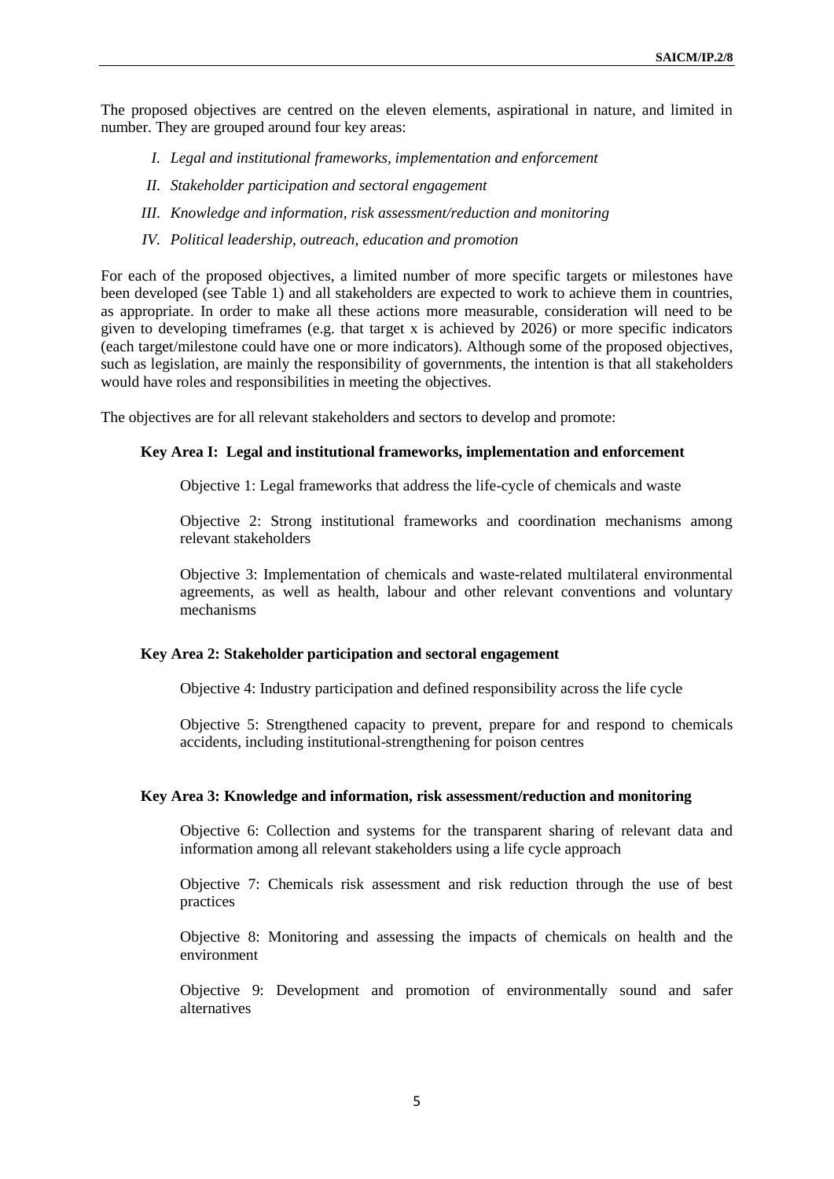The proposed objectives are centred on the eleven elements, aspirational in nature, and limited in number. They are grouped around four key areas:

1. *Legal and institutional frameworks, implementation and enforcement*
2. *Stakeholder participation and sectoral engagement*
3. *Knowledge and information, risk assessment/reduction and monitoring*
4. *Political leadership, outreach, education and promotion*

For each of the proposed objectives, a limited number of more specific targets or milestones have been developed (see Table 1) and all stakeholders are expected to work to achieve them in countries, as appropriate. In order to make all these actions more measurable, consideration will need to be given to developing timeframes (e.g. that target x is achieved by 2026) or more specific indicators (each target/milestone could have one or more indicators). Although some of the proposed objectives, such as legislation, are mainly the responsibility of governments, the intention is that all stakeholders would have roles and responsibilities in meeting the objectives.

The objectives are for all relevant stakeholders and sectors to develop and promote:

**Key Area I: Legal and institutional frameworks, implementation and enforcement**

Objective 1: Legal frameworks that address the life-cycle of chemicals and waste

Objective 2: Strong institutional frameworks and coordination mechanisms among relevant stakeholders

Objective 3: Implementation of chemicals and waste-related multilateral environmental agreements, as well as health, labour and other relevant conventions and voluntary mechanisms

**Key Area 2: Stakeholder participation and sectoral engagement**

Objective 4: Industry participation and defined responsibility across the life cycle

Objective 5: Strengthened capacity to prevent, prepare for and respond to chemicals accidents, including institutional-strengthening for poison centres

**Key Area 3: Knowledge and information, risk assessment/reduction and monitoring**

Objective 6: Collection and systems for the transparent sharing of relevant data and information among all relevant stakeholders using a life cycle approach

Objective 7: Chemicals risk assessment and risk reduction through the use of best practices

Objective 8: Monitoring and assessing the impacts of chemicals on health and the environment

Objective 9: Development and promotion of environmentally sound and safer alternatives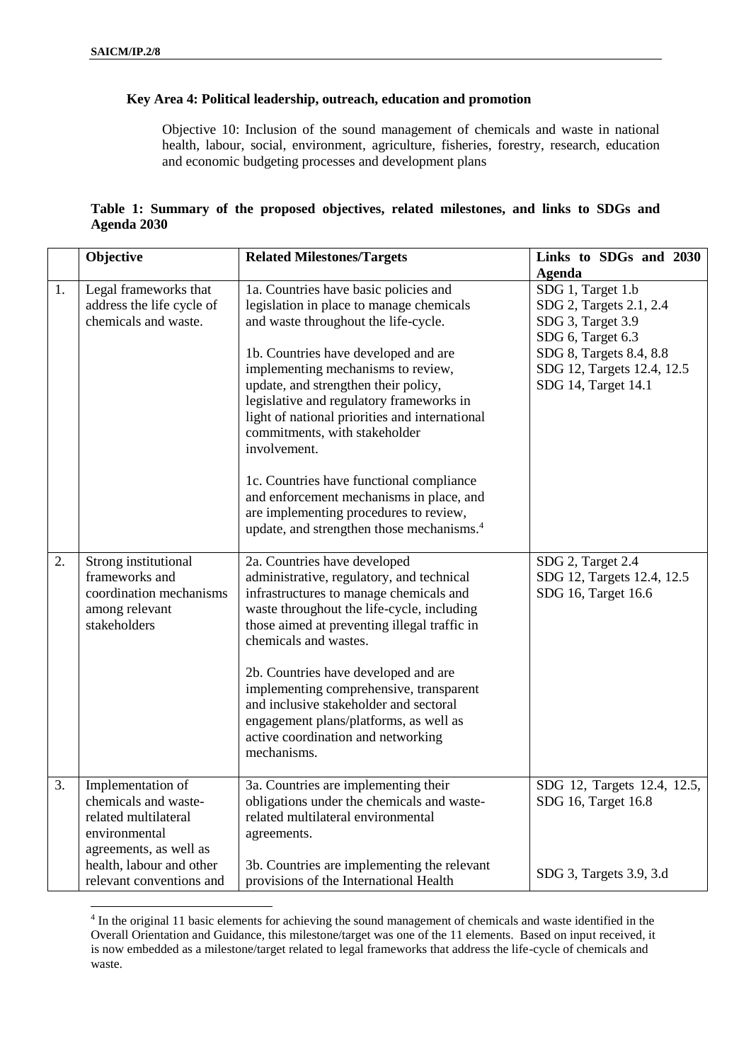### Key Area 4: Political leadership, outreach, education and promotion

Objective 10: Inclusion of the sound management of chemicals and waste in national health, labour, social, environment, agriculture, fisheries, forestry, research, education and economic budgeting processes and development plans

**Table 1: Summary of the proposed objectives, related milestones, and links to SDGs and Agenda 2030**

| | Objective | Related Milestones/Targets | Links to SDGs and 2030 Agenda |
|---|---|---|---|
| 1. | Legal frameworks that address the life cycle of chemicals and waste. | 1a. Countries have basic policies and legislation in place to manage chemicals and waste throughout the life-cycle.<br><br>1b. Countries have developed and are implementing mechanisms to review, update, and strengthen their policy, legislative and regulatory frameworks in light of national priorities and international commitments, with stakeholder involvement.<br><br>1c. Countries have functional compliance and enforcement mechanisms in place, and are implementing procedures to review, update, and strengthen those mechanisms.[4] | SDG 1, Target 1.b<br>SDG 2, Targets 2.1, 2.4<br>SDG 3, Target 3.9<br>SDG 6, Target 6.3<br>SDG 8, Targets 8.4, 8.8<br>SDG 12, Targets 12.4, 12.5<br>SDG 14, Target 14.1 |
| 2. | Strong institutional frameworks and coordination mechanisms among relevant stakeholders | 2a. Countries have developed administrative, regulatory, and technical infrastructures to manage chemicals and waste throughout the life-cycle, including those aimed at preventing illegal traffic in chemicals and wastes.<br><br>2b. Countries have developed and are implementing comprehensive, transparent and inclusive stakeholder and sectoral engagement plans/platforms, as well as active coordination and networking mechanisms. | SDG 2, Target 2.4<br>SDG 12, Targets 12.4, 12.5<br>SDG 16, Target 16.6 |
| 3. | Implementation of chemicals and waste-related multilateral environmental agreements, as well as health, labour and other relevant conventions and | 3a. Countries are implementing their obligations under the chemicals and waste-related multilateral environmental agreements.<br><br>3b. Countries are implementing the relevant provisions of the International Health | SDG 12, Targets 12.4, 12.5,<br>SDG 16, Target 16.8<br><br>SDG 3, Targets 3.9, 3.d |

[4] In the original 11 basic elements for achieving the sound management of chemicals and waste identified in the Overall Orientation and Guidance, this milestone/target was one of the 11 elements. Based on input received, it is now embedded as a milestone/target related to legal frameworks that address the life-cycle of chemicals and waste.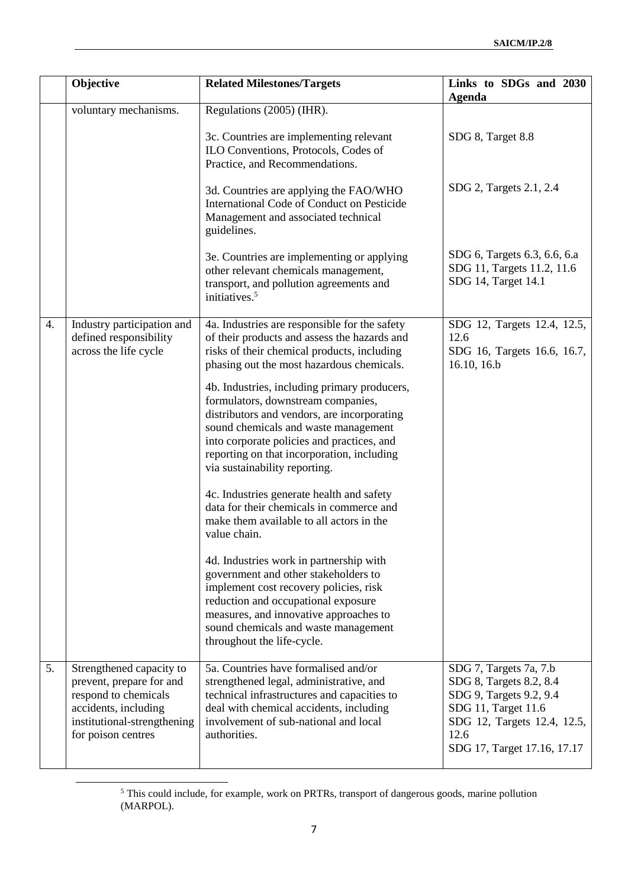| | Objective | Related Milestones/Targets | Links to SDGs and 2030 Agenda |
|---|---|---|---|
| | voluntary mechanisms. | Regulations (2005) (IHR). | |
| | | 3c. Countries are implementing relevant ILO Conventions, Protocols, Codes of Practice, and Recommendations. | SDG 8, Target 8.8 |
| | | 3d. Countries are applying the FAO/WHO International Code of Conduct on Pesticide Management and associated technical guidelines. | SDG 2, Targets 2.1, 2.4 |
| | | 3e. Countries are implementing or applying other relevant chemicals management, transport, and pollution agreements and initiatives.[5] | SDG 6, Targets 6.3, 6.6, 6.a<br>SDG 11, Targets 11.2, 11.6<br>SDG 14, Target 14.1 |
| 4. | Industry participation and defined responsibility across the life cycle | 4a. Industries are responsible for the safety of their products and assess the hazards and risks of their chemical products, including phasing out the most hazardous chemicals.<br><br>4b. Industries, including primary producers, formulators, downstream companies, distributors and vendors, are incorporating sound chemicals and waste management into corporate policies and practices, and reporting on that incorporation, including via sustainability reporting.<br><br>4c. Industries generate health and safety data for their chemicals in commerce and make them available to all actors in the value chain.<br><br>4d. Industries work in partnership with government and other stakeholders to implement cost recovery policies, risk reduction and occupational exposure measures, and innovative approaches to sound chemicals and waste management throughout the life-cycle. | SDG 12, Targets 12.4, 12.5, 12.6<br>SDG 16, Targets 16.6, 16.7, 16.10, 16.b |
| 5. | Strengthened capacity to prevent, prepare for and respond to chemicals accidents, including institutional-strengthening for poison centres | 5a. Countries have formalised and/or strengthened legal, administrative, and technical infrastructures and capacities to deal with chemical accidents, including involvement of sub-national and local authorities. | SDG 7, Targets 7a, 7.b<br>SDG 8, Targets 8.2, 8.4<br>SDG 9, Targets 9.2, 9.4<br>SDG 11, Target 11.6<br>SDG 12, Targets 12.4, 12.5, 12.6<br>SDG 17, Target 17.16, 17.17 |

[5] This could include, for example, work on PRTRs, transport of dangerous goods, marine pollution (MARPOL).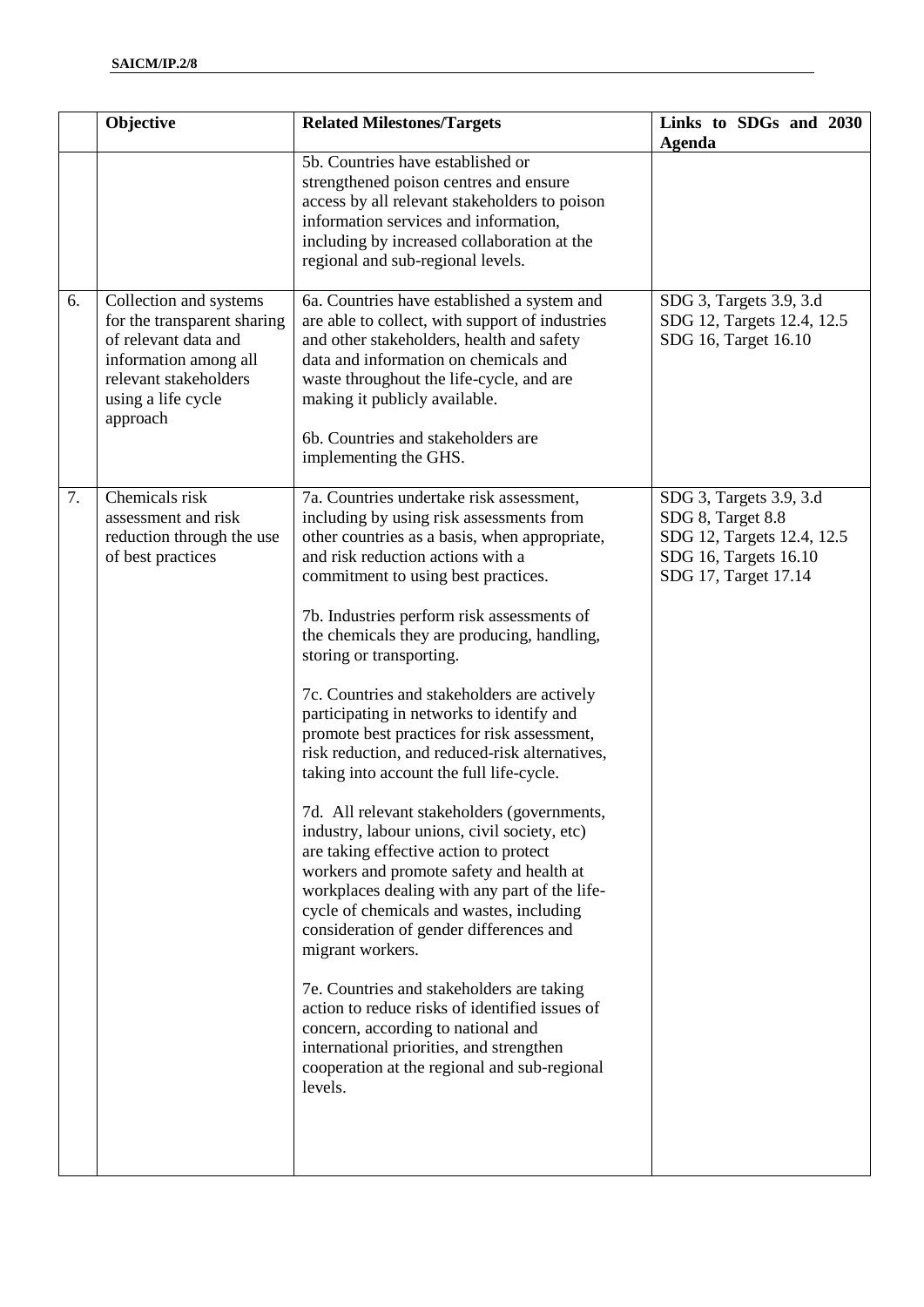| | Objective | Related Milestones/Targets | Links to SDGs and 2030 Agenda |
|---|---|---|---|
| | | 5b. Countries have established or strengthened poison centres and ensure access by all relevant stakeholders to poison information services and information, including by increased collaboration at the regional and sub-regional levels. | |
| 6. | Collection and systems for the transparent sharing of relevant data and information among all relevant stakeholders using a life cycle approach | 6a. Countries have established a system and are able to collect, with support of industries and other stakeholders, health and safety data and information on chemicals and waste throughout the life-cycle, and are making it publicly available.<br><br>6b. Countries and stakeholders are implementing the GHS. | SDG 3, Targets 3.9, 3.d<br>SDG 12, Targets 12.4, 12.5<br>SDG 16, Target 16.10 |
| 7. | Chemicals risk assessment and risk reduction through the use of best practices | 7a. Countries undertake risk assessment, including by using risk assessments from other countries as a basis, when appropriate, and risk reduction actions with a commitment to using best practices.<br><br>7b. Industries perform risk assessments of the chemicals they are producing, handling, storing or transporting.<br><br>7c. Countries and stakeholders are actively participating in networks to identify and promote best practices for risk assessment, risk reduction, and reduced-risk alternatives, taking into account the full life-cycle.<br><br>7d. All relevant stakeholders (governments, industry, labour unions, civil society, etc) are taking effective action to protect workers and promote safety and health at workplaces dealing with any part of the life-cycle of chemicals and wastes, including consideration of gender differences and migrant workers.<br><br>7e. Countries and stakeholders are taking action to reduce risks of identified issues of concern, according to national and international priorities, and strengthen cooperation at the regional and sub-regional levels. | SDG 3, Targets 3.9, 3.d<br>SDG 8, Target 8.8<br>SDG 12, Targets 12.4, 12.5<br>SDG 16, Targets 16.10<br>SDG 17, Target 17.14 |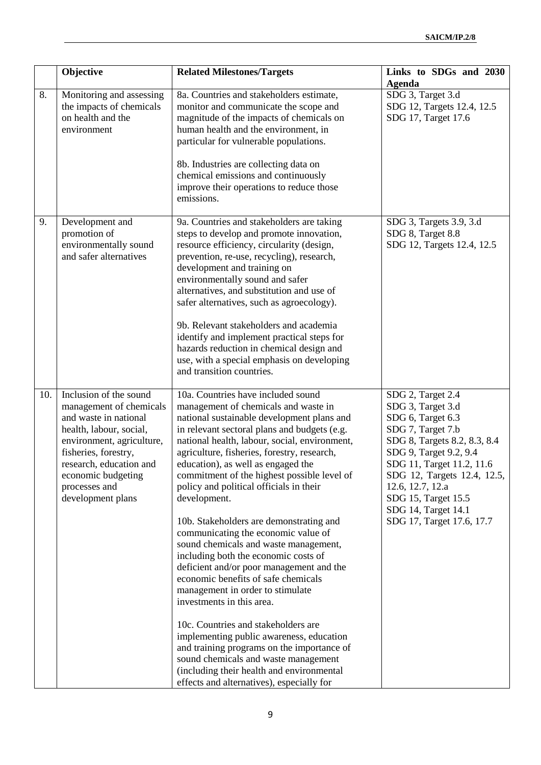| | Objective | Related Milestones/Targets | Links to SDGs and 2030 Agenda |
|---|---|---|---|
| 8. | Monitoring and assessing the impacts of chemicals on health and the environment | 8a. Countries and stakeholders estimate, monitor and communicate the scope and magnitude of the impacts of chemicals on human health and the environment, in particular for vulnerable populations.<br><br>8b. Industries are collecting data on chemical emissions and continuously improve their operations to reduce those emissions. | SDG 3, Target 3.d<br>SDG 12, Targets 12.4, 12.5<br>SDG 17, Target 17.6 |
| 9. | Development and promotion of environmentally sound and safer alternatives | 9a. Countries and stakeholders are taking steps to develop and promote innovation, resource efficiency, circularity (design, prevention, re-use, recycling), research, development and training on environmentally sound and safer alternatives, and substitution and use of safer alternatives, such as agroecology).<br><br>9b. Relevant stakeholders and academia identify and implement practical steps for hazards reduction in chemical design and use, with a special emphasis on developing and transition countries. | SDG 3, Targets 3.9, 3.d<br>SDG 8, Target 8.8<br>SDG 12, Targets 12.4, 12.5 |
| 10. | Inclusion of the sound management of chemicals and waste in national health, labour, social, environment, agriculture, fisheries, forestry, research, education and economic budgeting processes and development plans | 10a. Countries have included sound management of chemicals and waste in national sustainable development plans and in relevant sectoral plans and budgets (e.g. national health, labour, social, environment, agriculture, fisheries, forestry, research, education), as well as engaged the commitment of the highest possible level of policy and political officials in their development.<br><br>10b. Stakeholders are demonstrating and communicating the economic value of sound chemicals and waste management, including both the economic costs of deficient and/or poor management and the economic benefits of safe chemicals management in order to stimulate investments in this area.<br><br>10c. Countries and stakeholders are implementing public awareness, education and training programs on the importance of sound chemicals and waste management (including their health and environmental effects and alternatives), especially for | SDG 2, Target 2.4<br>SDG 3, Target 3.d<br>SDG 6, Target 6.3<br>SDG 7, Target 7.b<br>SDG 8, Targets 8.2, 8.3, 8.4<br>SDG 9, Target 9.2, 9.4<br>SDG 11, Target 11.2, 11.6<br>SDG 12, Targets 12.4, 12.5, 12.6, 12.7, 12.a<br>SDG 15, Target 15.5<br>SDG 14, Target 14.1<br>SDG 17, Target 17.6, 17.7 |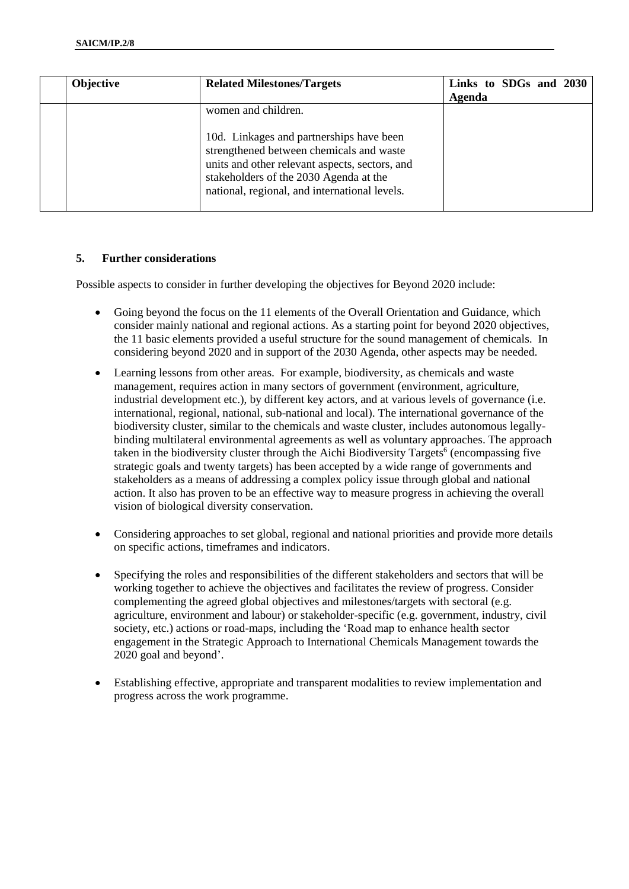| | Objective | Related Milestones/Targets | Links to SDGs and 2030 Agenda |
|---|---|---|---|
| | | women and children.<br><br>10d. Linkages and partnerships have been strengthened between chemicals and waste units and other relevant aspects, sectors, and stakeholders of the 2030 Agenda at the national, regional, and international levels. | |

## 5. Further considerations

Possible aspects to consider in further developing the objectives for Beyond 2020 include:

- Going beyond the focus on the 11 elements of the Overall Orientation and Guidance, which consider mainly national and regional actions. As a starting point for beyond 2020 objectives, the 11 basic elements provided a useful structure for the sound management of chemicals. In considering beyond 2020 and in support of the 2030 Agenda, other aspects may be needed.

- Learning lessons from other areas. For example, biodiversity, as chemicals and waste management, requires action in many sectors of government (environment, agriculture, industrial development etc.), by different key actors, and at various levels of governance (i.e. international, regional, national, sub-national and local). The international governance of the biodiversity cluster, similar to the chemicals and waste cluster, includes autonomous legally-binding multilateral environmental agreements as well as voluntary approaches. The approach taken in the biodiversity cluster through the Aichi Biodiversity Targets[6] (encompassing five strategic goals and twenty targets) has been accepted by a wide range of governments and stakeholders as a means of addressing a complex policy issue through global and national action. It also has proven to be an effective way to measure progress in achieving the overall vision of biological diversity conservation.

- Considering approaches to set global, regional and national priorities and provide more details on specific actions, timeframes and indicators.

- Specifying the roles and responsibilities of the different stakeholders and sectors that will be working together to achieve the objectives and facilitates the review of progress. Consider complementing the agreed global objectives and milestones/targets with sectoral (e.g. agriculture, environment and labour) or stakeholder-specific (e.g. government, industry, civil society, etc.) actions or road-maps, including the 'Road map to enhance health sector engagement in the Strategic Approach to International Chemicals Management towards the 2020 goal and beyond'.

- Establishing effective, appropriate and transparent modalities to review implementation and progress across the work programme.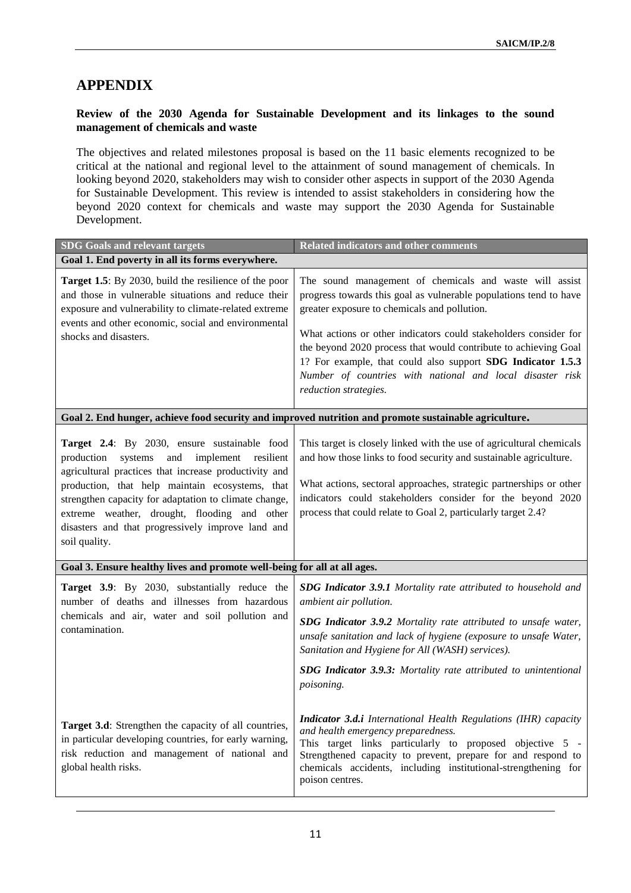# APPENDIX

**Review of the 2030 Agenda for Sustainable Development and its linkages to the sound management of chemicals and waste**

The objectives and related milestones proposal is based on the 11 basic elements recognized to be critical at the national and regional level to the attainment of sound management of chemicals. In looking beyond 2020, stakeholders may wish to consider other aspects in support of the 2030 Agenda for Sustainable Development. This review is intended to assist stakeholders in considering how the beyond 2020 context for chemicals and waste may support the 2030 Agenda for Sustainable Development.

| SDG Goals and relevant targets | Related indicators and other comments |
|---|---|
| **Goal 1. End poverty in all its forms everywhere.** | |
| **Target 1.5**: By 2030, build the resilience of the poor and those in vulnerable situations and reduce their exposure and vulnerability to climate-related extreme events and other economic, social and environmental shocks and disasters. | The sound management of chemicals and waste will assist progress towards this goal as vulnerable populations tend to have greater exposure to chemicals and pollution.<br><br>What actions or other indicators could stakeholders consider for the beyond 2020 process that would contribute to achieving Goal 1? For example, that could also support **SDG Indicator 1.5.3** *Number of countries with national and local disaster risk reduction strategies.* |
| **Goal 2. End hunger, achieve food security and improved nutrition and promote sustainable agriculture.** | |
| **Target 2.4**: By 2030, ensure sustainable food production systems and implement resilient agricultural practices that increase productivity and production, that help maintain ecosystems, that strengthen capacity for adaptation to climate change, extreme weather, drought, flooding and other disasters and that progressively improve land and soil quality. | This target is closely linked with the use of agricultural chemicals and how those links to food security and sustainable agriculture.<br><br>What actions, sectoral approaches, strategic partnerships or other indicators could stakeholders consider for the beyond 2020 process that could relate to Goal 2, particularly target 2.4? |
| **Goal 3. Ensure healthy lives and promote well-being for all at all ages.** | |
| **Target 3.9**: By 2030, substantially reduce the number of deaths and illnesses from hazardous chemicals and air, water and soil pollution and contamination. | ***SDG Indicator 3.9.1*** *Mortality rate attributed to household and ambient air pollution.*<br><br>***SDG Indicator 3.9.2*** *Mortality rate attributed to unsafe water, unsafe sanitation and lack of hygiene (exposure to unsafe Water, Sanitation and Hygiene for All (WASH) services).*<br><br>***SDG Indicator 3.9.3:*** *Mortality rate attributed to unintentional poisoning.* |
| **Target 3.d**: Strengthen the capacity of all countries, in particular developing countries, for early warning, risk reduction and management of national and global health risks. | ***Indicator 3.d.i*** *International Health Regulations (IHR) capacity and health emergency preparedness.*<br>This target links particularly to proposed objective 5 - Strengthened capacity to prevent, prepare for and respond to chemicals accidents, including institutional-strengthening for poison centres. |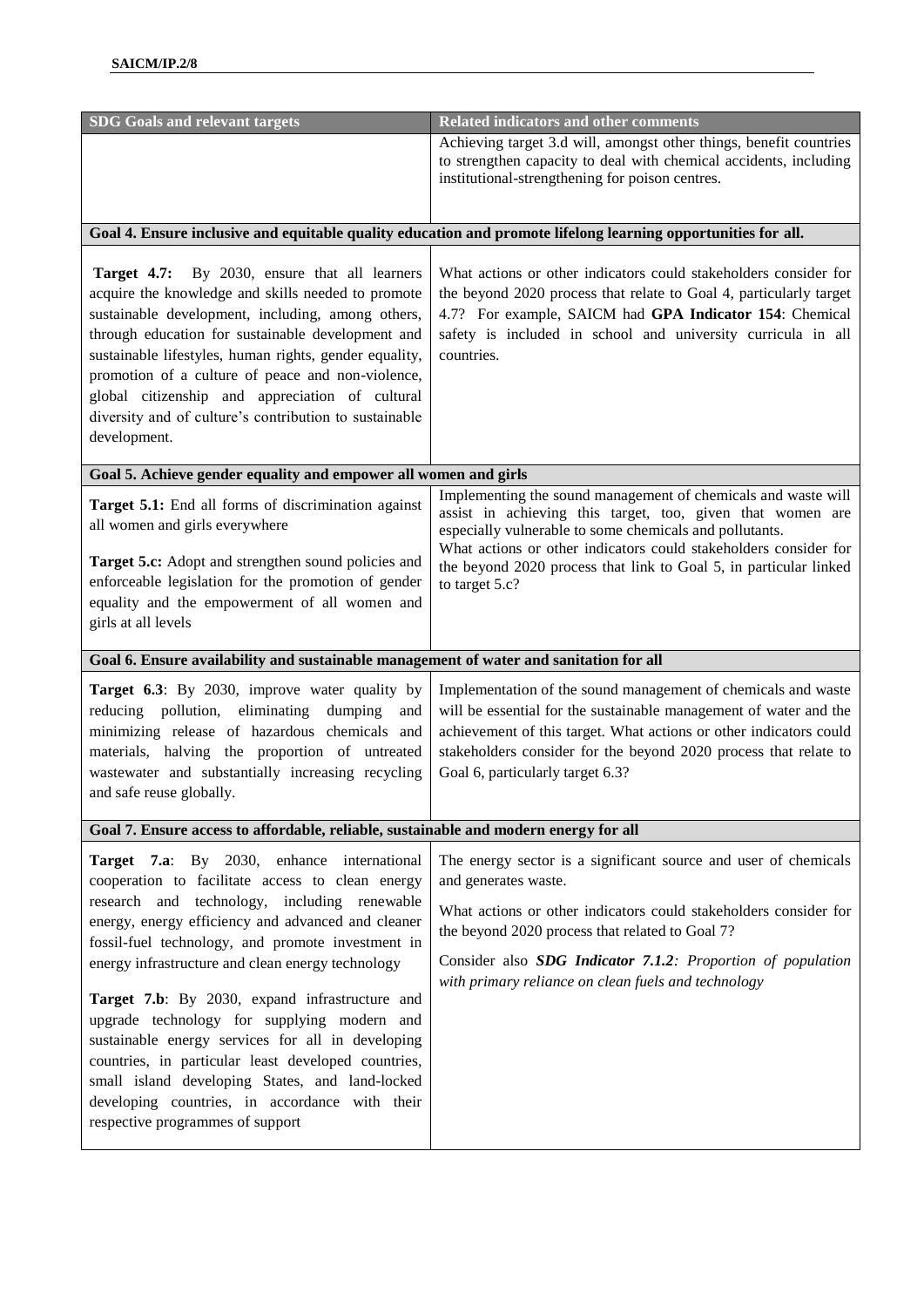| SDG Goals and relevant targets | Related indicators and other comments |
|---|---|
| | Achieving target 3.d will, amongst other things, benefit countries to strengthen capacity to deal with chemical accidents, including institutional-strengthening for poison centres. |
| **Goal 4. Ensure inclusive and equitable quality education and promote lifelong learning opportunities for all.** | |
| **Target 4.7:** By 2030, ensure that all learners acquire the knowledge and skills needed to promote sustainable development, including, among others, through education for sustainable development and sustainable lifestyles, human rights, gender equality, promotion of a culture of peace and non-violence, global citizenship and appreciation of cultural diversity and of culture's contribution to sustainable development. | What actions or other indicators could stakeholders consider for the beyond 2020 process that relate to Goal 4, particularly target 4.7? For example, SAICM had **GPA Indicator 154**: Chemical safety is included in school and university curricula in all countries. |
| **Goal 5. Achieve gender equality and empower all women and girls** | |
| **Target 5.1:** End all forms of discrimination against all women and girls everywhere<br><br>**Target 5.c:** Adopt and strengthen sound policies and enforceable legislation for the promotion of gender equality and the empowerment of all women and girls at all levels | Implementing the sound management of chemicals and waste will assist in achieving this target, too, given that women are especially vulnerable to some chemicals and pollutants.<br>What actions or other indicators could stakeholders consider for the beyond 2020 process that link to Goal 5, in particular linked to target 5.c? |
| **Goal 6. Ensure availability and sustainable management of water and sanitation for all** | |
| **Target 6.3**: By 2030, improve water quality by reducing pollution, eliminating dumping and minimizing release of hazardous chemicals and materials, halving the proportion of untreated wastewater and substantially increasing recycling and safe reuse globally. | Implementation of the sound management of chemicals and waste will be essential for the sustainable management of water and the achievement of this target. What actions or other indicators could stakeholders consider for the beyond 2020 process that relate to Goal 6, particularly target 6.3? |
| **Goal 7. Ensure access to affordable, reliable, sustainable and modern energy for all** | |
| **Target 7.a**: By 2030, enhance international cooperation to facilitate access to clean energy research and technology, including renewable energy, energy efficiency and advanced and cleaner fossil-fuel technology, and promote investment in energy infrastructure and clean energy technology<br><br>**Target 7.b**: By 2030, expand infrastructure and upgrade technology for supplying modern and sustainable energy services for all in developing countries, in particular least developed countries, small island developing States, and land-locked developing countries, in accordance with their respective programmes of support | The energy sector is a significant source and user of chemicals and generates waste.<br><br>What actions or other indicators could stakeholders consider for the beyond 2020 process that related to Goal 7?<br><br>Consider also ***SDG Indicator 7.1.2****: Proportion of population with primary reliance on clean fuels and technology* |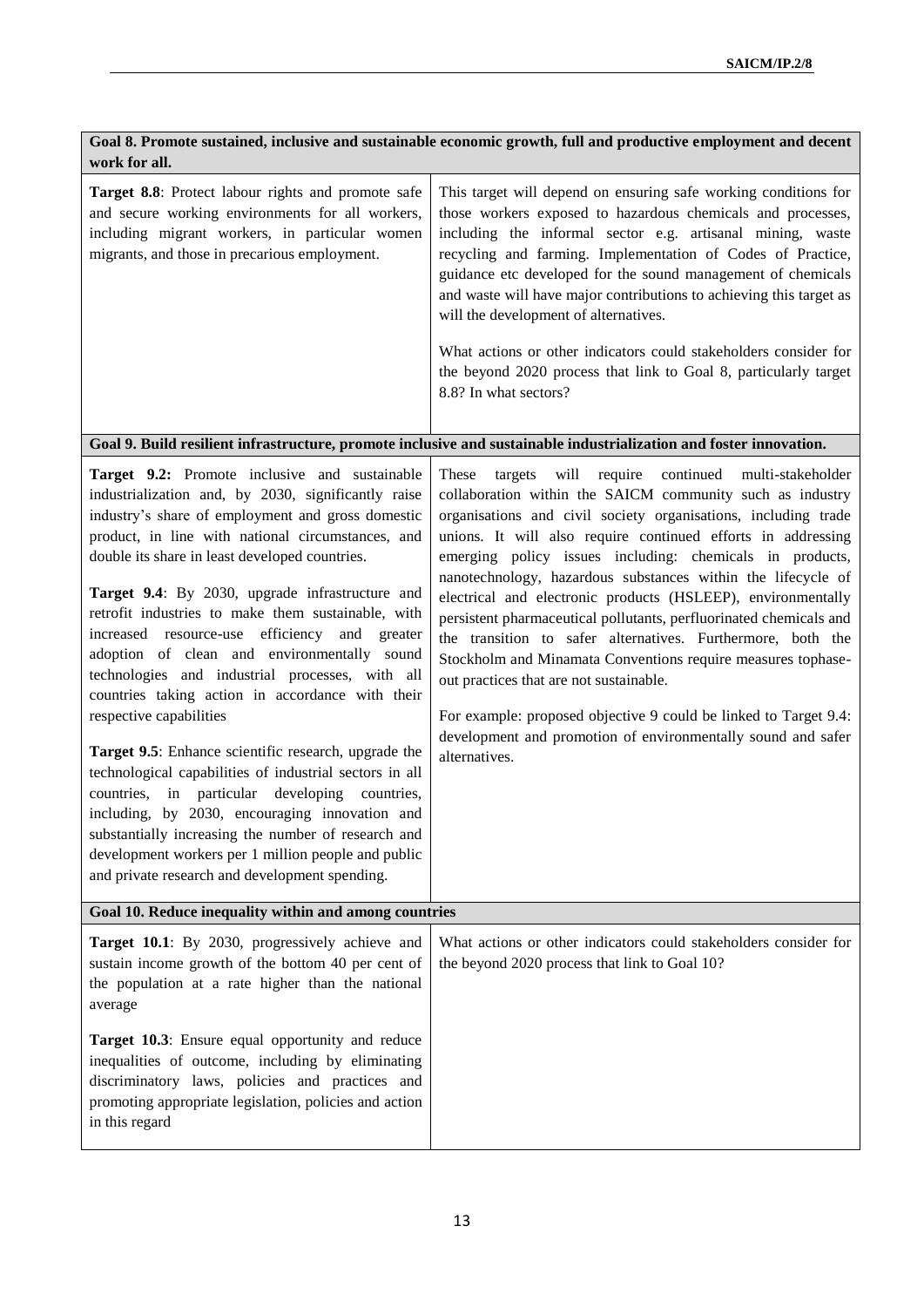| Goal 8. Promote sustained, inclusive and sustainable economic growth, full and productive employment and decent work for all. | |
|---|---|
| **Target 8.8**: Protect labour rights and promote safe and secure working environments for all workers, including migrant workers, in particular women migrants, and those in precarious employment. | This target will depend on ensuring safe working conditions for those workers exposed to hazardous chemicals and processes, including the informal sector e.g. artisanal mining, waste recycling and farming. Implementation of Codes of Practice, guidance etc developed for the sound management of chemicals and waste will have major contributions to achieving this target as will the development of alternatives.<br><br>What actions or other indicators could stakeholders consider for the beyond 2020 process that link to Goal 8, particularly target 8.8? In what sectors? |
| **Goal 9. Build resilient infrastructure, promote inclusive and sustainable industrialization and foster innovation.** | |
| **Target 9.2:** Promote inclusive and sustainable industrialization and, by 2030, significantly raise industry's share of employment and gross domestic product, in line with national circumstances, and double its share in least developed countries.<br><br>**Target 9.4**: By 2030, upgrade infrastructure and retrofit industries to make them sustainable, with increased resource-use efficiency and greater adoption of clean and environmentally sound technologies and industrial processes, with all countries taking action in accordance with their respective capabilities<br><br>**Target 9.5**: Enhance scientific research, upgrade the technological capabilities of industrial sectors in all countries, in particular developing countries, including, by 2030, encouraging innovation and substantially increasing the number of research and development workers per 1 million people and public and private research and development spending. | These targets will require continued multi-stakeholder collaboration within the SAICM community such as industry organisations and civil society organisations, including trade unions. It will also require continued efforts in addressing emerging policy issues including: chemicals in products, nanotechnology, hazardous substances within the lifecycle of electrical and electronic products (HSLEEP), environmentally persistent pharmaceutical pollutants, perfluorinated chemicals and the transition to safer alternatives. Furthermore, both the Stockholm and Minamata Conventions require measures tophase-out practices that are not sustainable.<br><br>For example: proposed objective 9 could be linked to Target 9.4: development and promotion of environmentally sound and safer alternatives. |
| **Goal 10. Reduce inequality within and among countries** | |
| **Target 10.1**: By 2030, progressively achieve and sustain income growth of the bottom 40 per cent of the population at a rate higher than the national average<br><br>**Target 10.3**: Ensure equal opportunity and reduce inequalities of outcome, including by eliminating discriminatory laws, policies and practices and promoting appropriate legislation, policies and action in this regard | What actions or other indicators could stakeholders consider for the beyond 2020 process that link to Goal 10? |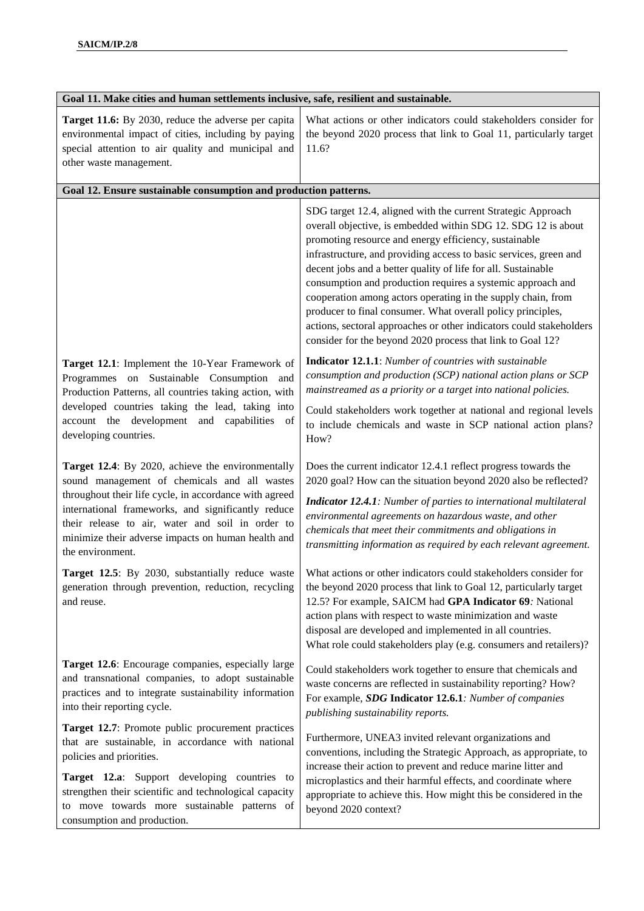| Goal 11. Make cities and human settlements inclusive, safe, resilient and sustainable. | |
|---|---|
| **Target 11.6:** By 2030, reduce the adverse per capita environmental impact of cities, including by paying special attention to air quality and municipal and other waste management. | What actions or other indicators could stakeholders consider for the beyond 2020 process that link to Goal 11, particularly target 11.6? |
| **Goal 12. Ensure sustainable consumption and production patterns.** | |
| | SDG target 12.4, aligned with the current Strategic Approach overall objective, is embedded within SDG 12. SDG 12 is about promoting resource and energy efficiency, sustainable infrastructure, and providing access to basic services, green and decent jobs and a better quality of life for all. Sustainable consumption and production requires a systemic approach and cooperation among actors operating in the supply chain, from producer to final consumer. What overall policy principles, actions, sectoral approaches or other indicators could stakeholders consider for the beyond 2020 process that link to Goal 12? |
| **Target 12.1**: Implement the 10-Year Framework of Programmes on Sustainable Consumption and Production Patterns, all countries taking action, with developed countries taking the lead, taking into account the development and capabilities of developing countries. | **Indicator 12.1.1**: *Number of countries with sustainable consumption and production (SCP) national action plans or SCP mainstreamed as a priority or a target into national policies.*<br><br>Could stakeholders work together at national and regional levels to include chemicals and waste in SCP national action plans? How? |
| **Target 12.4**: By 2020, achieve the environmentally sound management of chemicals and all wastes throughout their life cycle, in accordance with agreed international frameworks, and significantly reduce their release to air, water and soil in order to minimize their adverse impacts on human health and the environment. | Does the current indicator 12.4.1 reflect progress towards the 2020 goal? How can the situation beyond 2020 also be reflected?<br><br>***Indicator 12.4.1****: Number of parties to international multilateral environmental agreements on hazardous waste, and other chemicals that meet their commitments and obligations in transmitting information as required by each relevant agreement.* |
| **Target 12.5**: By 2030, substantially reduce waste generation through prevention, reduction, recycling and reuse. | What actions or other indicators could stakeholders consider for the beyond 2020 process that link to Goal 12, particularly target 12.5? For example, SAICM had **GPA Indicator 69***:* National action plans with respect to waste minimization and waste disposal are developed and implemented in all countries.<br>What role could stakeholders play (e.g. consumers and retailers)? |
| **Target 12.6**: Encourage companies, especially large and transnational companies, to adopt sustainable practices and to integrate sustainability information into their reporting cycle.<br><br>**Target 12.7**: Promote public procurement practices that are sustainable, in accordance with national policies and priorities.<br><br>**Target 12.a**: Support developing countries to strengthen their scientific and technological capacity to move towards more sustainable patterns of consumption and production. | Could stakeholders work together to ensure that chemicals and waste concerns are reflected in sustainability reporting? How? For example, ***SDG* Indicator 12.6.1***: Number of companies publishing sustainability reports.*<br><br>Furthermore, UNEA3 invited relevant organizations and conventions, including the Strategic Approach, as appropriate, to increase their action to prevent and reduce marine litter and microplastics and their harmful effects, and coordinate where appropriate to achieve this. How might this be considered in the beyond 2020 context? |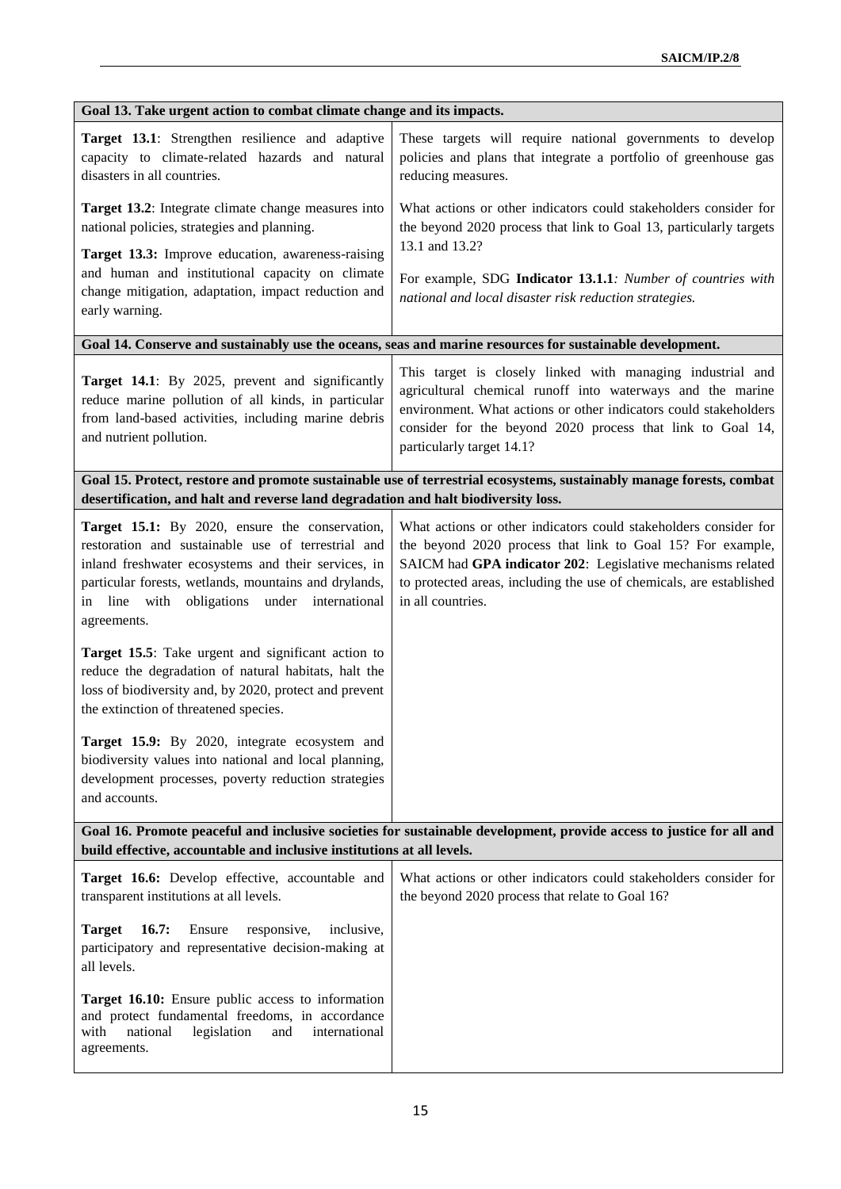| Goal 13. Take urgent action to combat climate change and its impacts. | |
|---|---|
| **Target 13.1**: Strengthen resilience and adaptive capacity to climate-related hazards and natural disasters in all countries.<br><br>**Target 13.2**: Integrate climate change measures into national policies, strategies and planning.<br><br>**Target 13.3:** Improve education, awareness-raising and human and institutional capacity on climate change mitigation, adaptation, impact reduction and early warning. | These targets will require national governments to develop policies and plans that integrate a portfolio of greenhouse gas reducing measures.<br><br>What actions or other indicators could stakeholders consider for the beyond 2020 process that link to Goal 13, particularly targets 13.1 and 13.2?<br><br>For example, SDG **Indicator 13.1.1***: Number of countries with national and local disaster risk reduction strategies.* |
| **Goal 14. Conserve and sustainably use the oceans, seas and marine resources for sustainable development.** | |
| **Target 14.1**: By 2025, prevent and significantly reduce marine pollution of all kinds, in particular from land-based activities, including marine debris and nutrient pollution. | This target is closely linked with managing industrial and agricultural chemical runoff into waterways and the marine environment. What actions or other indicators could stakeholders consider for the beyond 2020 process that link to Goal 14, particularly target 14.1? |
| **Goal 15. Protect, restore and promote sustainable use of terrestrial ecosystems, sustainably manage forests, combat desertification, and halt and reverse land degradation and halt biodiversity loss.** | |
| **Target 15.1:** By 2020, ensure the conservation, restoration and sustainable use of terrestrial and inland freshwater ecosystems and their services, in particular forests, wetlands, mountains and drylands, in line with obligations under international agreements.<br><br>**Target 15.5**: Take urgent and significant action to reduce the degradation of natural habitats, halt the loss of biodiversity and, by 2020, protect and prevent the extinction of threatened species.<br><br>**Target 15.9:** By 2020, integrate ecosystem and biodiversity values into national and local planning, development processes, poverty reduction strategies and accounts. | What actions or other indicators could stakeholders consider for the beyond 2020 process that link to Goal 15? For example, SAICM had **GPA indicator 202**: Legislative mechanisms related to protected areas, including the use of chemicals, are established in all countries. |
| **Goal 16. Promote peaceful and inclusive societies for sustainable development, provide access to justice for all and build effective, accountable and inclusive institutions at all levels.** | |
| **Target 16.6:** Develop effective, accountable and transparent institutions at all levels.<br><br>**Target 16.7:** Ensure responsive, inclusive, participatory and representative decision-making at all levels.<br><br>**Target 16.10:** Ensure public access to information and protect fundamental freedoms, in accordance with national legislation and international agreements. | What actions or other indicators could stakeholders consider for the beyond 2020 process that relate to Goal 16? |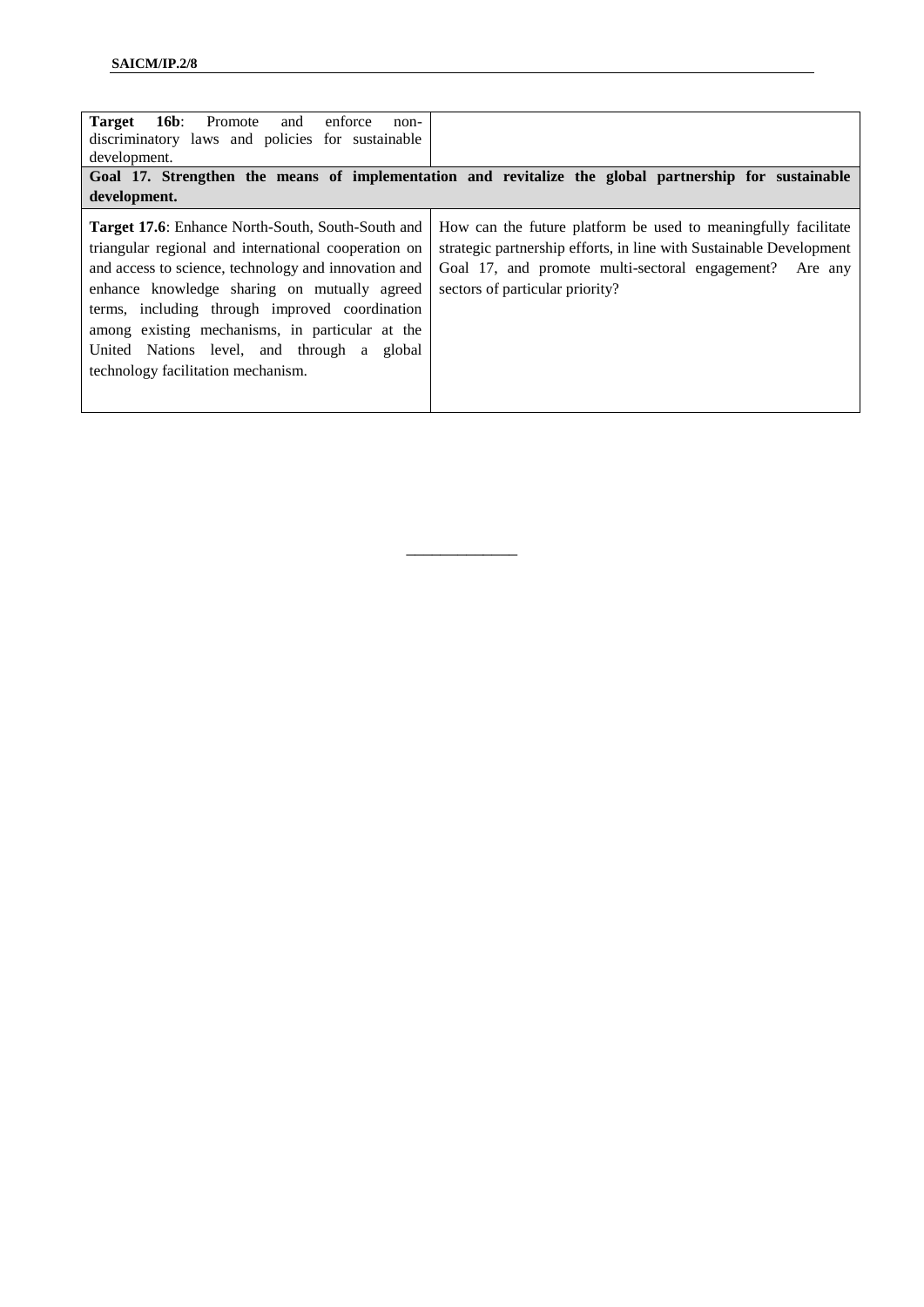| | |
|---|---|
| **Target 16b**: Promote and enforce non-discriminatory laws and policies for sustainable development. | |
| **Goal 17. Strengthen the means of implementation and revitalize the global partnership for sustainable development.** | |
| **Target 17.6**: Enhance North-South, South-South and triangular regional and international cooperation on and access to science, technology and innovation and enhance knowledge sharing on mutually agreed terms, including through improved coordination among existing mechanisms, in particular at the United Nations level, and through a global technology facilitation mechanism. | How can the future platform be used to meaningfully facilitate strategic partnership efforts, in line with Sustainable Development Goal 17, and promote multi-sectoral engagement? Are any sectors of particular priority? |

______________